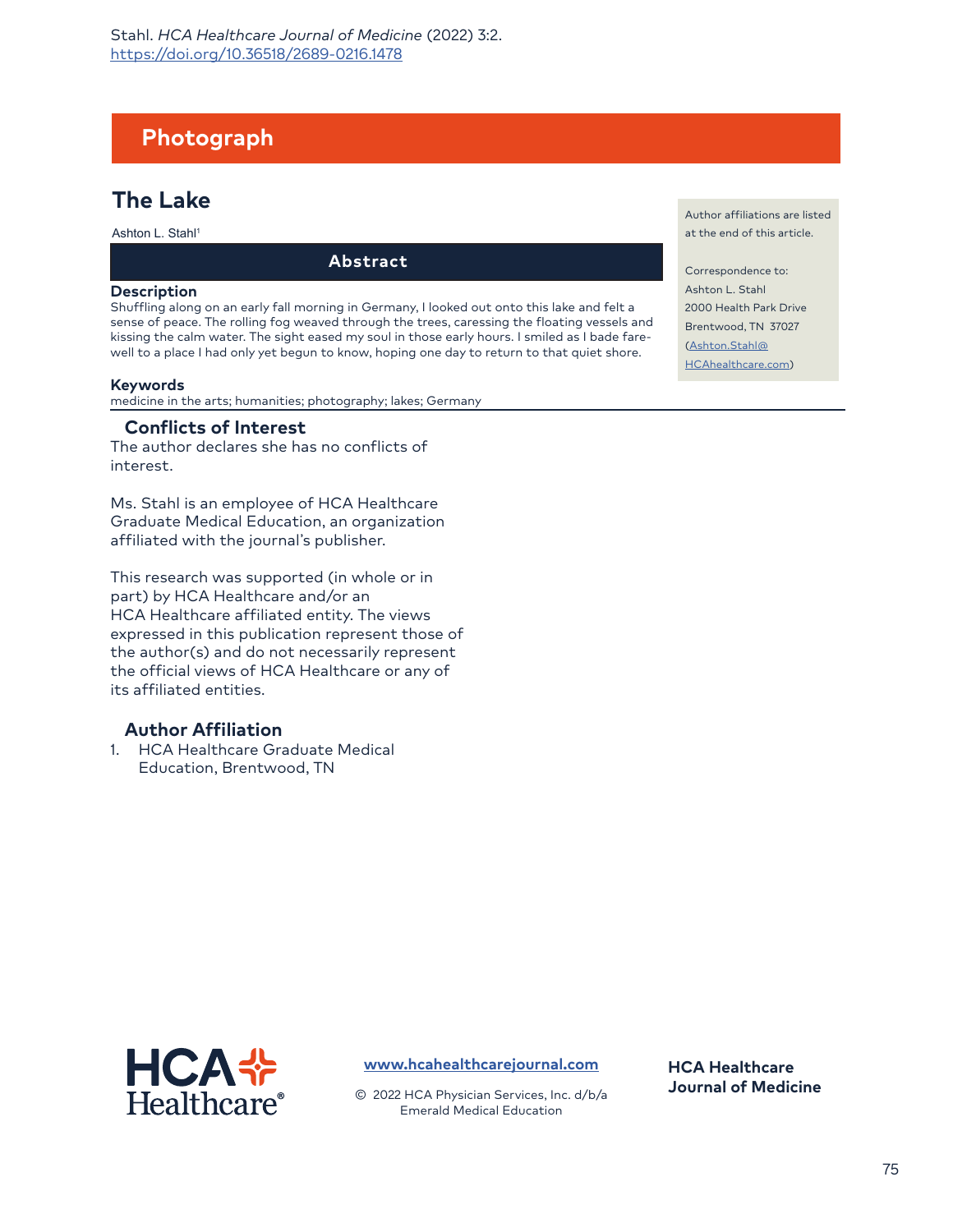Photograph

# The Lake

Ashton L. Stahl[1]

Author affiliations are listed at the end of this article.

Correspondence to:
Ashton L. Stahl
2000 Health Park Drive
Brentwood, TN 37027
(Ashton.Stahl@HCAhealthcare.com)

## Abstract

### Description

Shuffling along on an early fall morning in Germany, I looked out onto this lake and felt a sense of peace. The rolling fog weaved through the trees, caressing the floating vessels and kissing the calm water. The sight eased my soul in those early hours. I smiled as I bade farewell to a place I had only yet begun to know, hoping one day to return to that quiet shore.

### Keywords

medicine in the arts; humanities; photography; lakes; Germany

## Conflicts of Interest

The author declares she has no conflicts of interest.

Ms. Stahl is an employee of HCA Healthcare Graduate Medical Education, an organization affiliated with the journal's publisher.

This research was supported (in whole or in part) by HCA Healthcare and/or an HCA Healthcare affiliated entity. The views expressed in this publication represent those of the author(s) and do not necessarily represent the official views of HCA Healthcare or any of its affiliated entities.

## Author Affiliation

1. HCA Healthcare Graduate Medical Education, Brentwood, TN